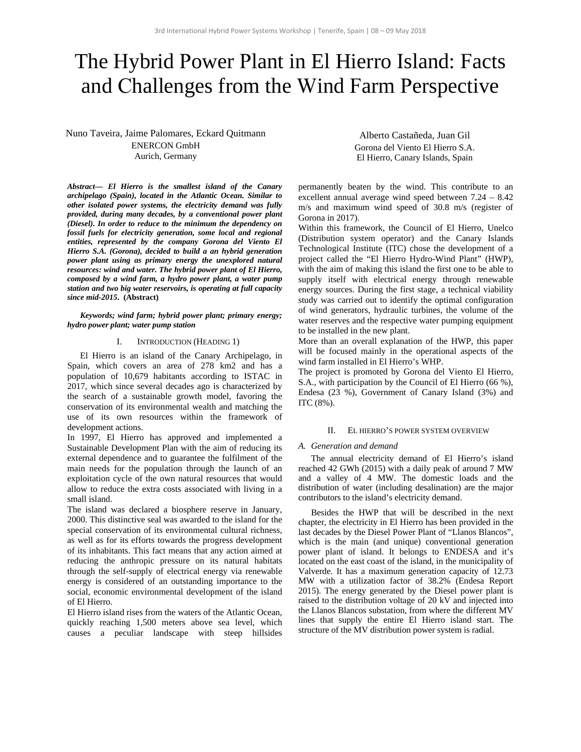# The Hybrid Power Plant in El Hierro Island: Facts and Challenges from the Wind Farm Perspective

Nuno Taveira, Jaime Palomares, Eckard Quitmann
ENERCON GmbH
Aurich, Germany

Alberto Castañeda, Juan Gil
Gorona del Viento El Hierro S.A.
El Hierro, Canary Islands, Spain

***Abstract*— *El Hierro is the smallest island of the Canary archipelago (Spain), located in the Atlantic Ocean. Similar to other isolated power systems, the electricity demand was fully provided, during many decades, by a conventional power plant (Diesel). In order to reduce to the minimum the dependency on fossil fuels for electricity generation, some local and regional entities, represented by the company Gorona del Viento El Hierro S.A. (Gorona), decided to build a an hybrid generation power plant using as primary energy the unexplored natural resources: wind and water. The hybrid power plant of El Hierro, composed by a wind farm, a hydro power plant, a water pump station and two big water reservoirs, is operating at full capacity since mid-2015.*** **(Abstract)**

***Keywords; wind farm; hybrid power plant; primary energy; hydro power plant; water pump station***

## I. Introduction (Heading 1)

El Hierro is an island of the Canary Archipelago, in Spain, which covers an area of 278 km2 and has a population of 10,679 habitants according to ISTAC in 2017, which since several decades ago is characterized by the search of a sustainable growth model, favoring the conservation of its environmental wealth and matching the use of its own resources within the framework of development actions.

In 1997, El Hierro has approved and implemented a Sustainable Development Plan with the aim of reducing its external dependence and to guarantee the fulfilment of the main needs for the population through the launch of an exploitation cycle of the own natural resources that would allow to reduce the extra costs associated with living in a small island.

The island was declared a biosphere reserve in January, 2000. This distinctive seal was awarded to the island for the special conservation of its environmental cultural richness, as well as for its efforts towards the progress development of its inhabitants. This fact means that any action aimed at reducing the anthropic pressure on its natural habitats through the self-supply of electrical energy via renewable energy is considered of an outstanding importance to the social, economic environmental development of the island of El Hierro.

El Hierro island rises from the waters of the Atlantic Ocean, quickly reaching 1,500 meters above sea level, which causes a peculiar landscape with steep hillsides permanently beaten by the wind. This contribute to an excellent annual average wind speed between 7.24 – 8.42 m/s and maximum wind speed of 30.8 m/s (register of Gorona in 2017).

Within this framework, the Council of El Hierro, Unelco (Distribution system operator) and the Canary Islands Technological Institute (ITC) chose the development of a project called the "El Hierro Hydro-Wind Plant" (HWP), with the aim of making this island the first one to be able to supply itself with electrical energy through renewable energy sources. During the first stage, a technical viability study was carried out to identify the optimal configuration of wind generators, hydraulic turbines, the volume of the water reserves and the respective water pumping equipment to be installed in the new plant.

More than an overall explanation of the HWP, this paper will be focused mainly in the operational aspects of the wind farm installed in El Hierro's WHP.

The project is promoted by Gorona del Viento El Hierro, S.A., with participation by the Council of El Hierro (66 %), Endesa (23 %), Government of Canary Island (3%) and ITC (8%).

## II. El hierro's power system overview

### A. Generation and demand

The annual electricity demand of El Hierro's island reached 42 GWh (2015) with a daily peak of around 7 MW and a valley of 4 MW. The domestic loads and the distribution of water (including desalination) are the major contributors to the island's electricity demand.

Besides the HWP that will be described in the next chapter, the electricity in El Hierro has been provided in the last decades by the Diesel Power Plant of "Llanos Blancos", which is the main (and unique) conventional generation power plant of island. It belongs to ENDESA and it's located on the east coast of the island, in the municipality of Valverde. It has a maximum generation capacity of 12.73 MW with a utilization factor of 38.2% (Endesa Report 2015). The energy generated by the Diesel power plant is raised to the distribution voltage of 20 kV and injected into the Llanos Blancos substation, from where the different MV lines that supply the entire El Hierro island start. The structure of the MV distribution power system is radial.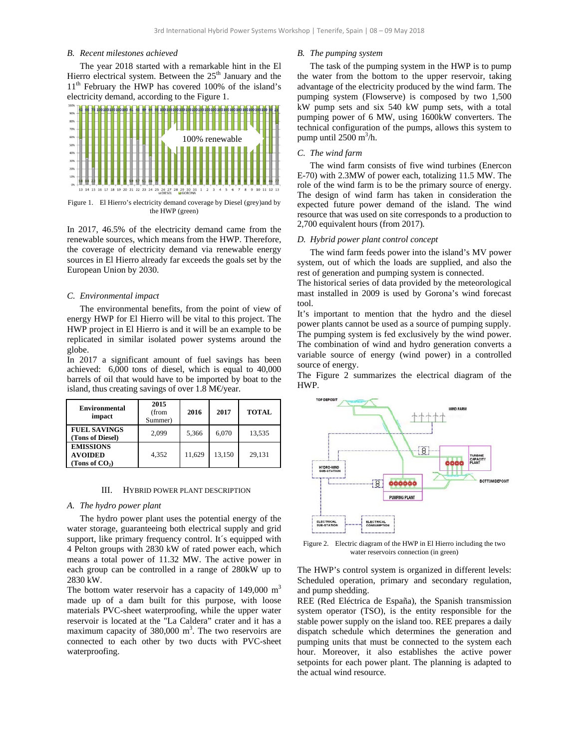### B. Recent milestones achieved

The year 2018 started with a remarkable hint in the El Hierro electrical system. Between the 25th January and the 11th February the HWP has covered 100% of the island's electricity demand, according to the Figure 1.

Figure 1. El Hierro's electricity demand coverage by Diesel (grey)and by the HWP (green)

In 2017, 46.5% of the electricity demand came from the renewable sources, which means from the HWP. Therefore, the coverage of electricity demand via renewable energy sources in El Hierro already far exceeds the goals set by the European Union by 2030.

### C. Environmental impact

The environmental benefits, from the point of view of energy HWP for El Hierro will be vital to this project. The HWP project in El Hierro is and it will be an example to be replicated in similar isolated power systems around the globe.

In 2017 a significant amount of fuel savings has been achieved: 6,000 tons of diesel, which is equal to 40,000 barrels of oil that would have to be imported by boat to the island, thus creating savings of over 1.8 M€/year.

| Environmental impact | 2015 (from Summer) | 2016 | 2017 | TOTAL |
|---|---|---|---|---|
| **FUEL SAVINGS (Tons of Diesel)** | 2,099 | 5,366 | 6,070 | 13,535 |
| **EMISSIONS AVOIDED (Tons of $CO_2$)** | 4,352 | 11,629 | 13,150 | 29,131 |

## III. Hybrid Power Plant Description

### A. The hydro power plant

The hydro power plant uses the potential energy of the water storage, guaranteeing both electrical supply and grid support, like primary frequency control. It´s equipped with 4 Pelton groups with 2830 kW of rated power each, which means a total power of 11.32 MW. The active power in each group can be controlled in a range of 280kW up to 2830 kW.

The bottom water reservoir has a capacity of 149,000 m$^3$ made up of a dam built for this purpose, with loose materials PVC-sheet waterproofing, while the upper water reservoir is located at the "La Caldera" crater and it has a maximum capacity of 380,000 m$^3$. The two reservoirs are connected to each other by two ducts with PVC-sheet waterproofing.

### B. The pumping system

The task of the pumping system in the HWP is to pump the water from the bottom to the upper reservoir, taking advantage of the electricity produced by the wind farm. The pumping system (Flowserve) is composed by two 1,500 kW pump sets and six 540 kW pump sets, with a total pumping power of 6 MW, using 1600kW converters. The technical configuration of the pumps, allows this system to pump until 2500 m$^3$/h.

### C. The wind farm

The wind farm consists of five wind turbines (Enercon E-70) with 2.3MW of power each, totalizing 11.5 MW. The role of the wind farm is to be the primary source of energy. The design of wind farm has taken in consideration the expected future power demand of the island. The wind resource that was used on site corresponds to a production to 2,700 equivalent hours (from 2017).

### D. Hybrid power plant control concept

The wind farm feeds power into the island's MV power system, out of which the loads are supplied, and also the rest of generation and pumping system is connected.

The historical series of data provided by the meteorological mast installed in 2009 is used by Gorona's wind forecast tool.

It's important to mention that the hydro and the diesel power plants cannot be used as a source of pumping supply. The pumping system is fed exclusively by the wind power. The combination of wind and hydro generation converts a variable source of energy (wind power) in a controlled source of energy.

The Figure 2 summarizes the electrical diagram of the HWP.

Figure 2. Electric diagram of the HWP in El Hierro including the two water reservoirs connection (in green)

The HWP's control system is organized in different levels: Scheduled operation, primary and secondary regulation, and pump shedding.

REE (Red Eléctrica de España), the Spanish transmission system operator (TSO), is the entity responsible for the stable power supply on the island too. REE prepares a daily dispatch schedule which determines the generation and pumping units that must be connected to the system each hour. Moreover, it also establishes the active power setpoints for each power plant. The planning is adapted to the actual wind resource.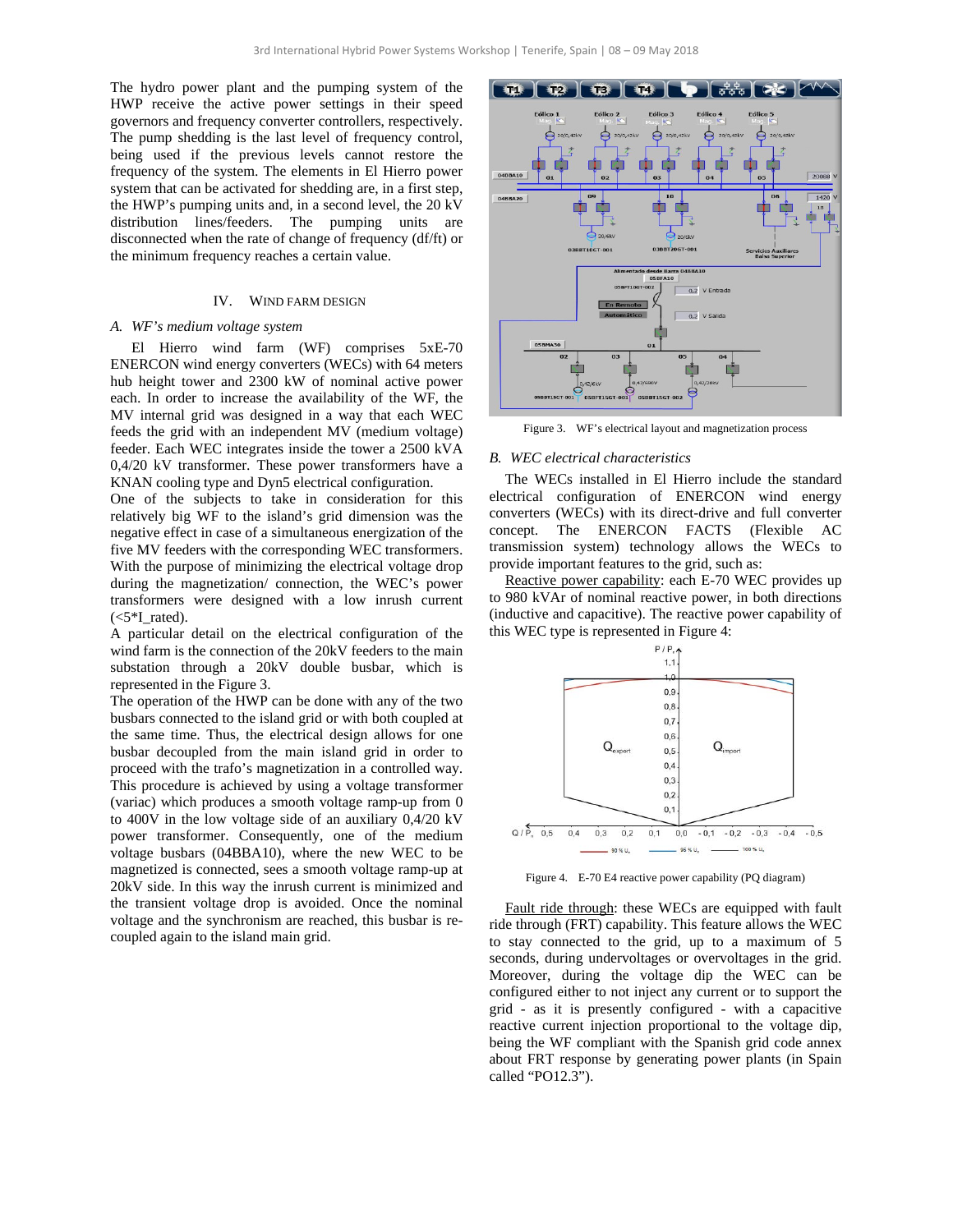The hydro power plant and the pumping system of the HWP receive the active power settings in their speed governors and frequency converter controllers, respectively. The pump shedding is the last level of frequency control, being used if the previous levels cannot restore the frequency of the system. The elements in El Hierro power system that can be activated for shedding are, in a first step, the HWP's pumping units and, in a second level, the 20 kV distribution lines/feeders. The pumping units are disconnected when the rate of change of frequency (df/ft) or the minimum frequency reaches a certain value.

## IV. WIND FARM DESIGN

### A. WF's medium voltage system

El Hierro wind farm (WF) comprises 5xE-70 ENERCON wind energy converters (WECs) with 64 meters hub height tower and 2300 kW of nominal active power each. In order to increase the availability of the WF, the MV internal grid was designed in a way that each WEC feeds the grid with an independent MV (medium voltage) feeder. Each WEC integrates inside the tower a 2500 kVA 0,4/20 kV transformer. These power transformers have a KNAN cooling type and Dyn5 electrical configuration.

One of the subjects to take in consideration for this relatively big WF to the island's grid dimension was the negative effect in case of a simultaneous energization of the five MV feeders with the corresponding WEC transformers. With the purpose of minimizing the electrical voltage drop during the magnetization/ connection, the WEC's power transformers were designed with a low inrush current (<5*I_rated).

A particular detail on the electrical configuration of the wind farm is the connection of the 20kV feeders to the main substation through a 20kV double busbar, which is represented in the Figure 3.

The operation of the HWP can be done with any of the two busbars connected to the island grid or with both coupled at the same time. Thus, the electrical design allows for one busbar decoupled from the main island grid in order to proceed with the trafo's magnetization in a controlled way. This procedure is achieved by using a voltage transformer (variac) which produces a smooth voltage ramp-up from 0 to 400V in the low voltage side of an auxiliary 0,4/20 kV power transformer. Consequently, one of the medium voltage busbars (04BBA10), where the new WEC to be magnetized is connected, sees a smooth voltage ramp-up at 20kV side. In this way the inrush current is minimized and the transient voltage drop is avoided. Once the nominal voltage and the synchronism are reached, this busbar is re-coupled again to the island main grid.

Figure 3. WF's electrical layout and magnetization process

### B. WEC electrical characteristics

The WECs installed in El Hierro include the standard electrical configuration of ENERCON wind energy converters (WECs) with its direct-drive and full converter concept. The ENERCON FACTS (Flexible AC transmission system) technology allows the WECs to provide important features to the grid, such as:

Reactive power capability: each E-70 WEC provides up to 980 kVAr of nominal reactive power, in both directions (inductive and capacitive). The reactive power capability of this WEC type is represented in Figure 4:

Figure 4. E-70 E4 reactive power capability (PQ diagram)

Fault ride through: these WECs are equipped with fault ride through (FRT) capability. This feature allows the WEC to stay connected to the grid, up to a maximum of 5 seconds, during undervoltages or overvoltages in the grid. Moreover, during the voltage dip the WEC can be configured either to not inject any current or to support the grid - as it is presently configured - with a capacitive reactive current injection proportional to the voltage dip, being the WF compliant with the Spanish grid code annex about FRT response by generating power plants (in Spain called "PO12.3").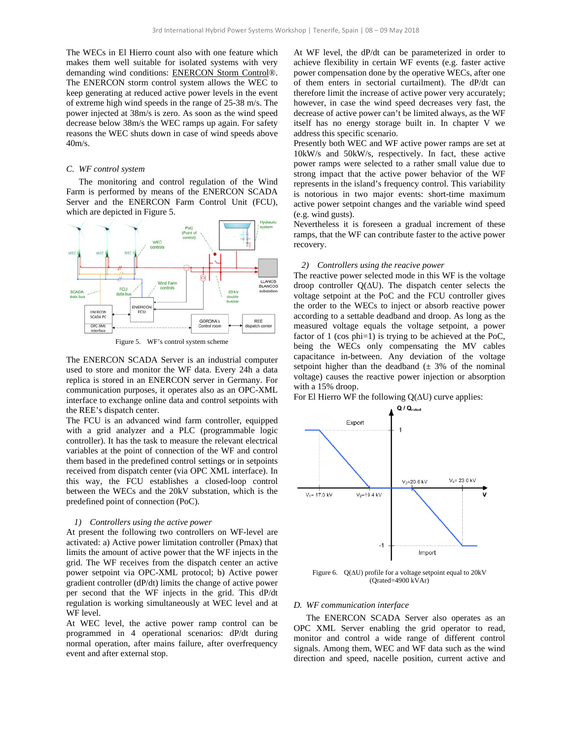The WECs in El Hierro count also with one feature which makes them well suitable for isolated systems with very demanding wind conditions: ENERCON Storm Control®. The ENERCON storm control system allows the WEC to keep generating at reduced active power levels in the event of extreme high wind speeds in the range of 25-38 m/s. The power injected at 38m/s is zero. As soon as the wind speed decrease below 38m/s the WEC ramps up again. For safety reasons the WEC shuts down in case of wind speeds above 40m/s.

### *C. WF control system*

The monitoring and control regulation of the Wind Farm is performed by means of the ENERCON SCADA Server and the ENERCON Farm Control Unit (FCU), which are depicted in Figure 5.

Figure 5. WF's control system scheme

The ENERCON SCADA Server is an industrial computer used to store and monitor the WF data. Every 24h a data replica is stored in an ENERCON server in Germany. For communication purposes, it operates also as an OPC-XML interface to exchange online data and control setpoints with the REE's dispatch center.

The FCU is an advanced wind farm controller, equipped with a grid analyzer and a PLC (programmable logic controller). It has the task to measure the relevant electrical variables at the point of connection of the WF and control them based in the predefined control settings or in setpoints received from dispatch center (via OPC XML interface). In this way, the FCU establishes a closed-loop control between the WECs and the 20kV substation, which is the predefined point of connection (PoC).

#### *1) Controllers using the active power*

At present the following two controllers on WF-level are activated: a) Active power limitation controller (Pmax) that limits the amount of active power that the WF injects in the grid. The WF receives from the dispatch center an active power setpoint via OPC-XML protocol; b) Active power gradient controller (dP/dt) limits the change of active power per second that the WF injects in the grid. This dP/dt regulation is working simultaneously at WEC level and at WF level.

At WEC level, the active power ramp control can be programmed in 4 operational scenarios: dP/dt during normal operation, after mains failure, after overfrequency event and after external stop.

At WF level, the dP/dt can be parameterized in order to achieve flexibility in certain WF events (e.g. faster active power compensation done by the operative WECs, after one of them enters in sectorial curtailment). The dP/dt can therefore limit the increase of active power very accurately; however, in case the wind speed decreases very fast, the decrease of active power can't be limited always, as the WF itself has no energy storage built in. In chapter V we address this specific scenario.

Presently both WEC and WF active power ramps are set at 10kW/s and 50kW/s, respectively. In fact, these active power ramps were selected to a rather small value due to strong impact that the active power behavior of the WF represents in the island's frequency control. This variability is notorious in two major events: short-time maximum active power setpoint changes and the variable wind speed (e.g. wind gusts).

Nevertheless it is foreseen a gradual increment of these ramps, that the WF can contribute faster to the active power recovery.

#### *2) Controllers using the reacive power*

The reactive power selected mode in this WF is the voltage droop controller Q(ΔU). The dispatch center selects the voltage setpoint at the PoC and the FCU controller gives the order to the WECs to inject or absorb reactive power according to a settable deadband and droop. As long as the measured voltage equals the voltage setpoint, a power factor of 1 (cos phi=1) is trying to be achieved at the PoC, being the WECs only compensating the MV cables capacitance in-between. Any deviation of the voltage setpoint higher than the deadband (± 3% of the nominal voltage) causes the reactive power injection or absorption with a 15% droop.

For El Hierro WF the following Q(ΔU) curve applies:

Figure 6. Q(ΔU) profile for a voltage setpoint equal to 20kV (Qrated=4900 kVAr)

### *D. WF communication interface*

The ENERCON SCADA Server also operates as an OPC XML Server enabling the grid operator to read, monitor and control a wide range of different control signals. Among them, WEC and WF data such as the wind direction and speed, nacelle position, current active and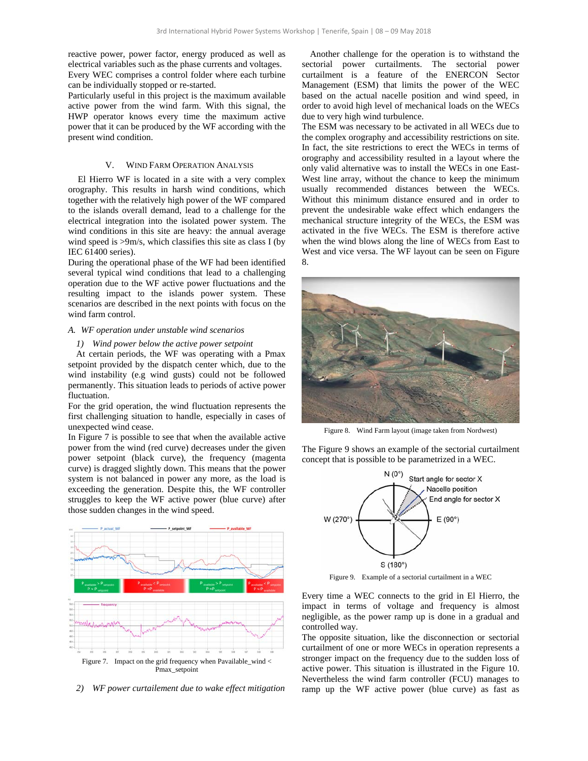reactive power, power factor, energy produced as well as electrical variables such as the phase currents and voltages. Every WEC comprises a control folder where each turbine can be individually stopped or re-started.

Particularly useful in this project is the maximum available active power from the wind farm. With this signal, the HWP operator knows every time the maximum active power that it can be produced by the WF according with the present wind condition.

## V. Wind Farm Operation Analysis

El Hierro WF is located in a site with a very complex orography. This results in harsh wind conditions, which together with the relatively high power of the WF compared to the islands overall demand, lead to a challenge for the electrical integration into the isolated power system. The wind conditions in this site are heavy: the annual average wind speed is >9m/s, which classifies this site as class I (by IEC 61400 series).

During the operational phase of the WF had been identified several typical wind conditions that lead to a challenging operation due to the WF active power fluctuations and the resulting impact to the islands power system. These scenarios are described in the next points with focus on the wind farm control.

### *A. WF operation under unstable wind scenarios*

#### *1) Wind power below the active power setpoint*

At certain periods, the WF was operating with a Pmax setpoint provided by the dispatch center which, due to the wind instability (e.g wind gusts) could not be followed permanently. This situation leads to periods of active power fluctuation.

For the grid operation, the wind fluctuation represents the first challenging situation to handle, especially in cases of unexpected wind cease.

In Figure 7 is possible to see that when the available active power from the wind (red curve) decreases under the given power setpoint (black curve), the frequency (magenta curve) is dragged slightly down. This means that the power system is not balanced in power any more, as the load is exceeding the generation. Despite this, the WF controller struggles to keep the WF active power (blue curve) after those sudden changes in the wind speed.

Figure 7. Impact on the grid frequency when Pavailable_wind < Pmax_setpoint

#### *2) WF power curtailement due to wake effect mitigation*

Another challenge for the operation is to withstand the sectorial power curtailments. The sectorial power curtailment is a feature of the ENERCON Sector Management (ESM) that limits the power of the WEC based on the actual nacelle position and wind speed, in order to avoid high level of mechanical loads on the WECs due to very high wind turbulence.

The ESM was necessary to be activated in all WECs due to the complex orography and accessibility restrictions on site. In fact, the site restrictions to erect the WECs in terms of orography and accessibility resulted in a layout where the only valid alternative was to install the WECs in one East-West line array, without the chance to keep the minimum usually recommended distances between the WECs. Without this minimum distance ensured and in order to prevent the undesirable wake effect which endangers the mechanical structure integrity of the WECs, the ESM was activated in the five WECs. The ESM is therefore active when the wind blows along the line of WECs from East to West and vice versa. The WF layout can be seen on Figure 8.

Figure 8. Wind Farm layout (image taken from Nordwest)

The Figure 9 shows an example of the sectorial curtailment concept that is possible to be parametrized in a WEC.

Figure 9. Example of a sectorial curtailment in a WEC

Every time a WEC connects to the grid in El Hierro, the impact in terms of voltage and frequency is almost negligible, as the power ramp up is done in a gradual and controlled way.

The opposite situation, like the disconnection or sectorial curtailment of one or more WECs in operation represents a stronger impact on the frequency due to the sudden loss of active power. This situation is illustrated in the Figure 10. Nevertheless the wind farm controller (FCU) manages to ramp up the WF active power (blue curve) as fast as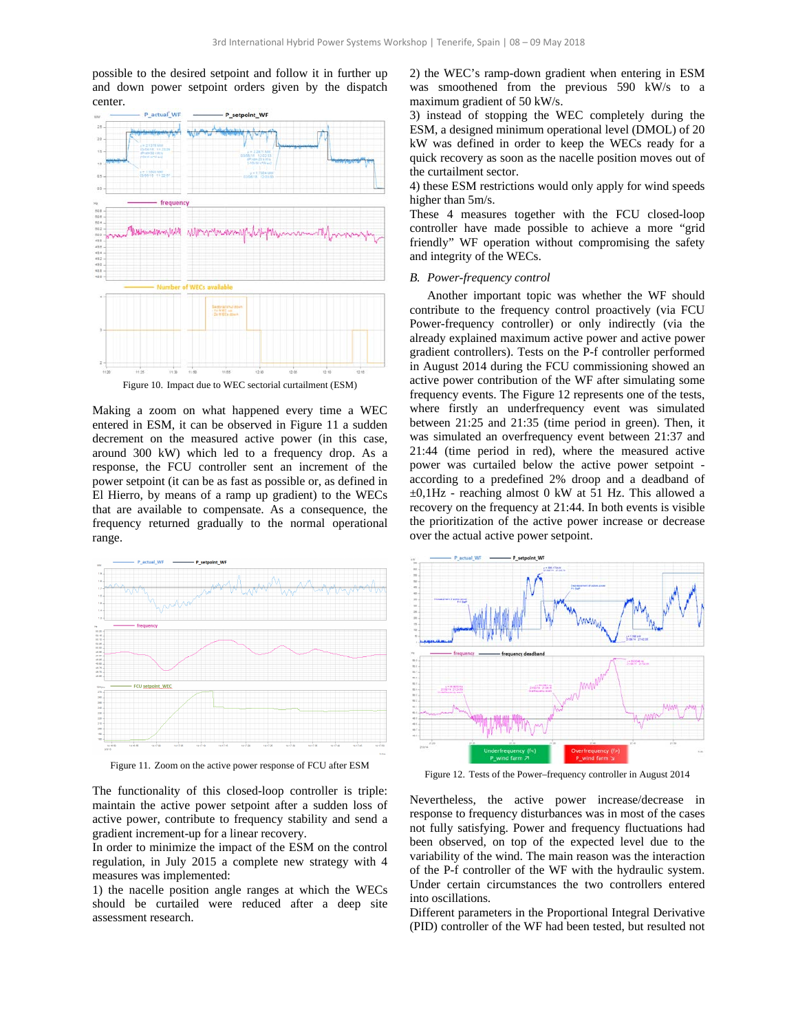possible to the desired setpoint and follow it in further up and down power setpoint orders given by the dispatch center.

Figure 10. Impact due to WEC sectorial curtailment (ESM)

Making a zoom on what happened every time a WEC entered in ESM, it can be observed in Figure 11 a sudden decrement on the measured active power (in this case, around 300 kW) which led to a frequency drop. As a response, the FCU controller sent an increment of the power setpoint (it can be as fast as possible or, as defined in El Hierro, by means of a ramp up gradient) to the WECs that are available to compensate. As a consequence, the frequency returned gradually to the normal operational range.

Figure 11. Zoom on the active power response of FCU after ESM

The functionality of this closed-loop controller is triple: maintain the active power setpoint after a sudden loss of active power, contribute to frequency stability and send a gradient increment-up for a linear recovery.

In order to minimize the impact of the ESM on the control regulation, in July 2015 a complete new strategy with 4 measures was implemented:

1) the nacelle position angle ranges at which the WECs should be curtailed were reduced after a deep site assessment research.

2) the WEC's ramp-down gradient when entering in ESM was smoothened from the previous 590 kW/s to a maximum gradient of 50 kW/s.

3) instead of stopping the WEC completely during the ESM, a designed minimum operational level (DMOL) of 20 kW was defined in order to keep the WECs ready for a quick recovery as soon as the nacelle position moves out of the curtailment sector.

4) these ESM restrictions would only apply for wind speeds higher than 5m/s.

These 4 measures together with the FCU closed-loop controller have made possible to achieve a more "grid friendly" WF operation without compromising the safety and integrity of the WECs.

### *B. Power-frequency control*

Another important topic was whether the WF should contribute to the frequency control proactively (via FCU Power-frequency controller) or only indirectly (via the already explained maximum active power and active power gradient controllers). Tests on the P-f controller performed in August 2014 during the FCU commissioning showed an active power contribution of the WF after simulating some frequency events. The Figure 12 represents one of the tests, where firstly an underfrequency event was simulated between 21:25 and 21:35 (time period in green). Then, it was simulated an overfrequency event between 21:37 and 21:44 (time period in red), where the measured active power was curtailed below the active power setpoint - according to a predefined 2% droop and a deadband of ±0,1Hz - reaching almost 0 kW at 51 Hz. This allowed a recovery on the frequency at 21:44. In both events is visible the prioritization of the active power increase or decrease over the actual active power setpoint.

Figure 12. Tests of the Power–frequency controller in August 2014

Nevertheless, the active power increase/decrease in response to frequency disturbances was in most of the cases not fully satisfying. Power and frequency fluctuations had been observed, on top of the expected level due to the variability of the wind. The main reason was the interaction of the P-f controller of the WF with the hydraulic system. Under certain circumstances the two controllers entered into oscillations.

Different parameters in the Proportional Integral Derivative (PID) controller of the WF had been tested, but resulted not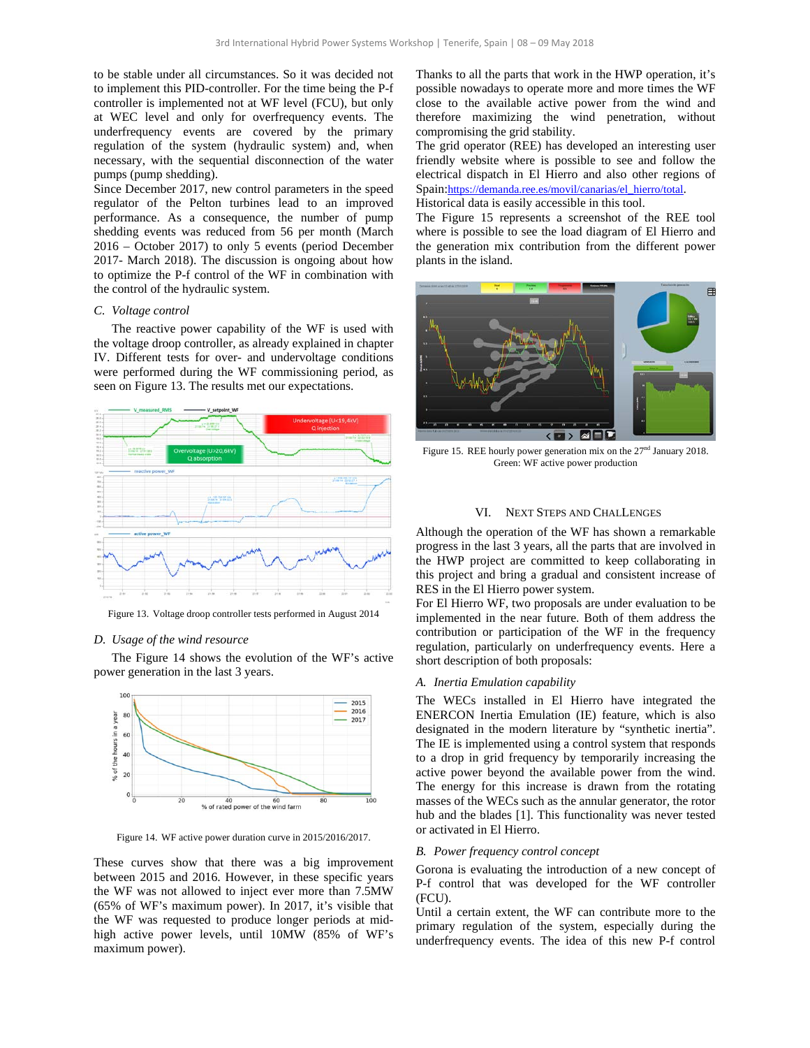to be stable under all circumstances. So it was decided not to implement this PID-controller. For the time being the P-f controller is implemented not at WF level (FCU), but only at WEC level and only for overfrequency events. The underfrequency events are covered by the primary regulation of the system (hydraulic system) and, when necessary, with the sequential disconnection of the water pumps (pump shedding).

Since December 2017, new control parameters in the speed regulator of the Pelton turbines lead to an improved performance. As a consequence, the number of pump shedding events was reduced from 56 per month (March 2016 – October 2017) to only 5 events (period December 2017- March 2018). The discussion is ongoing about how to optimize the P-f control of the WF in combination with the control of the hydraulic system.

### C. Voltage control

The reactive power capability of the WF is used with the voltage droop controller, as already explained in chapter IV. Different tests for over- and undervoltage conditions were performed during the WF commissioning period, as seen on Figure 13. The results met our expectations.

Figure 13. Voltage droop controller tests performed in August 2014

### D. Usage of the wind resource

The Figure 14 shows the evolution of the WF's active power generation in the last 3 years.

Figure 14. WF active power duration curve in 2015/2016/2017.

These curves show that there was a big improvement between 2015 and 2016. However, in these specific years the WF was not allowed to inject ever more than 7.5MW (65% of WF's maximum power). In 2017, it's visible that the WF was requested to produce longer periods at mid-high active power levels, until 10MW (85% of WF's maximum power).

Thanks to all the parts that work in the HWP operation, it's possible nowadays to operate more and more times the WF close to the available active power from the wind and therefore maximizing the wind penetration, without compromising the grid stability.

The grid operator (REE) has developed an interesting user friendly website where is possible to see and follow the electrical dispatch in El Hierro and also other regions of Spain:https://demanda.ree.es/movil/canarias/el_hierro/total.

Historical data is easily accessible in this tool.

The Figure 15 represents a screenshot of the REE tool where is possible to see the load diagram of El Hierro and the generation mix contribution from the different power plants in the island.

Figure 15. REE hourly power generation mix on the 27[nd] January 2018. Green: WF active power production

## VI. Next Steps and Challenges

Although the operation of the WF has shown a remarkable progress in the last 3 years, all the parts that are involved in the HWP project are committed to keep collaborating in this project and bring a gradual and consistent increase of RES in the El Hierro power system.

For El Hierro WF, two proposals are under evaluation to be implemented in the near future. Both of them address the contribution or participation of the WF in the frequency regulation, particularly on underfrequency events. Here a short description of both proposals:

### A. Inertia Emulation capability

The WECs installed in El Hierro have integrated the ENERCON Inertia Emulation (IE) feature, which is also designated in the modern literature by "synthetic inertia". The IE is implemented using a control system that responds to a drop in grid frequency by temporarily increasing the active power beyond the available power from the wind. The energy for this increase is drawn from the rotating masses of the WECs such as the annular generator, the rotor hub and the blades [1]. This functionality was never tested or activated in El Hierro.

### B. Power frequency control concept

Gorona is evaluating the introduction of a new concept of P-f control that was developed for the WF controller (FCU).

Until a certain extent, the WF can contribute more to the primary regulation of the system, especially during the underfrequency events. The idea of this new P-f control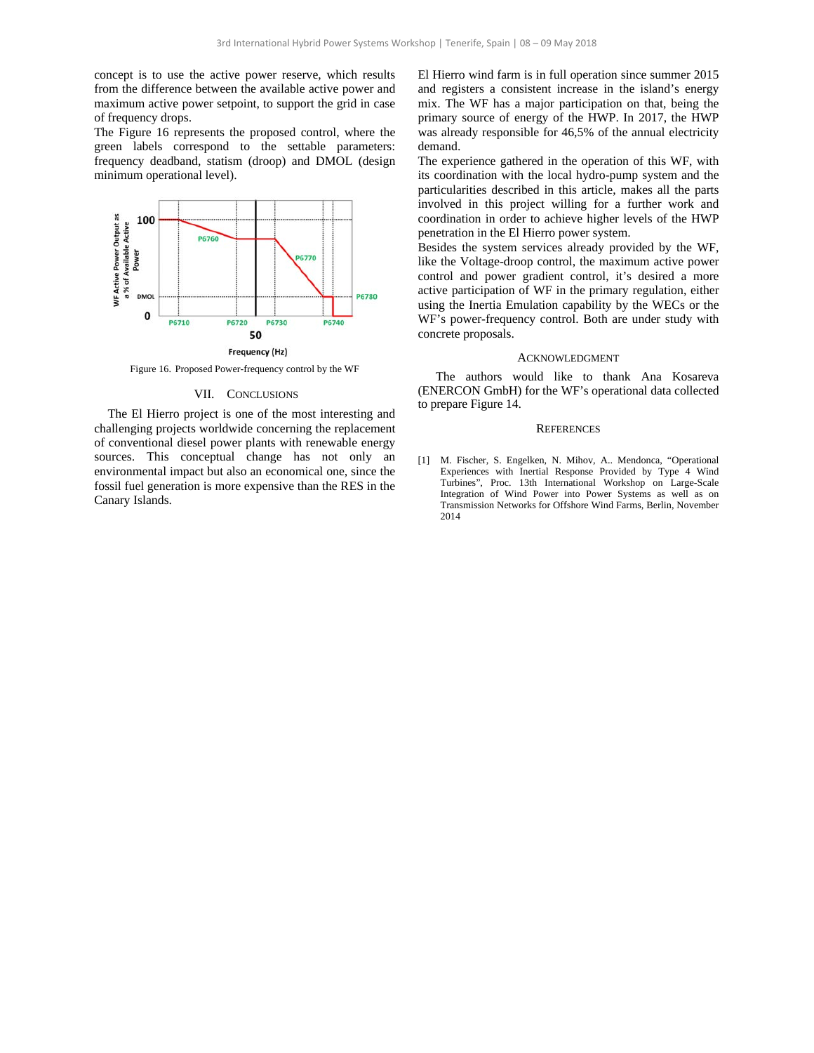concept is to use the active power reserve, which results from the difference between the available active power and maximum active power setpoint, to support the grid in case of frequency drops.

The Figure 16 represents the proposed control, where the green labels correspond to the settable parameters: frequency deadband, statism (droop) and DMOL (design minimum operational level).

WF Active Power Output as a % of Available Active Power

100

P6760

P6770

DMOL

P6780

0

P6710

P6720

P6730

P6740

50

Frequency (Hz)

Figure 16. Proposed Power-frequency control by the WF

## VII. Conclusions

The El Hierro project is one of the most interesting and challenging projects worldwide concerning the replacement of conventional diesel power plants with renewable energy sources. This conceptual change has not only an environmental impact but also an economical one, since the fossil fuel generation is more expensive than the RES in the Canary Islands.

El Hierro wind farm is in full operation since summer 2015 and registers a consistent increase in the island's energy mix. The WF has a major participation on that, being the primary source of energy of the HWP. In 2017, the HWP was already responsible for 46,5% of the annual electricity demand.

The experience gathered in the operation of this WF, with its coordination with the local hydro-pump system and the particularities described in this article, makes all the parts involved in this project willing for a further work and coordination in order to achieve higher levels of the HWP penetration in the El Hierro power system.

Besides the system services already provided by the WF, like the Voltage-droop control, the maximum active power control and power gradient control, it's desired a more active participation of WF in the primary regulation, either using the Inertia Emulation capability by the WECs or the WF's power-frequency control. Both are under study with concrete proposals.

## Acknowledgment

The authors would like to thank Ana Kosareva (ENERCON GmbH) for the WF's operational data collected to prepare Figure 14.

## References

[1] M. Fischer, S. Engelken, N. Mihov, A.. Mendonca, "Operational Experiences with Inertial Response Provided by Type 4 Wind Turbines", Proc. 13th International Workshop on Large-Scale Integration of Wind Power into Power Systems as well as on Transmission Networks for Offshore Wind Farms, Berlin, November 2014